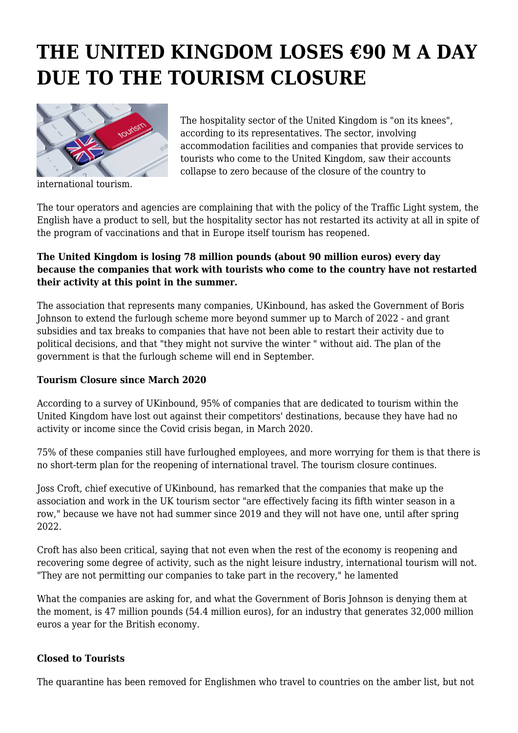# THE UNITED KINGDOM LOSES €90 M A DAY DUE TO THE TOURISM CLOSURE

The hospitality sector of the United Kingdom is "on its knees", according to its representatives. The sector, involving accommodation facilities and companies that provide services to tourists who come to the United Kingdom, saw their accounts collapse to zero because of the closure of the country to international tourism.

The tour operators and agencies are complaining that with the policy of the Traffic Light system, the English have a product to sell, but the hospitality sector has not restarted its activity at all in spite of the program of vaccinations and that in Europe itself tourism has reopened.

**The United Kingdom is losing 78 million pounds (about 90 million euros) every day because the companies that work with tourists who come to the country have not restarted their activity at this point in the summer.**

The association that represents many companies, UKinbound, has asked the Government of Boris Johnson to extend the furlough scheme more beyond summer up to March of 2022 - and grant subsidies and tax breaks to companies that have not been able to restart their activity due to political decisions, and that "they might not survive the winter " without aid. The plan of the government is that the furlough scheme will end in September.

**Tourism Closure since March 2020**

According to a survey of UKinbound, 95% of companies that are dedicated to tourism within the United Kingdom have lost out against their competitors' destinations, because they have had no activity or income since the Covid crisis began, in March 2020.

75% of these companies still have furloughed employees, and more worrying for them is that there is no short-term plan for the reopening of international travel. The tourism closure continues.

Joss Croft, chief executive of UKinbound, has remarked that the companies that make up the association and work in the UK tourism sector "are effectively facing its fifth winter season in a row," because we have not had summer since 2019 and they will not have one, until after spring 2022.

Croft has also been critical, saying that not even when the rest of the economy is reopening and recovering some degree of activity, such as the night leisure industry, international tourism will not. "They are not permitting our companies to take part in the recovery," he lamented

What the companies are asking for, and what the Government of Boris Johnson is denying them at the moment, is 47 million pounds (54.4 million euros), for an industry that generates 32,000 million euros a year for the British economy.

**Closed to Tourists**

The quarantine has been removed for Englishmen who travel to countries on the amber list, but not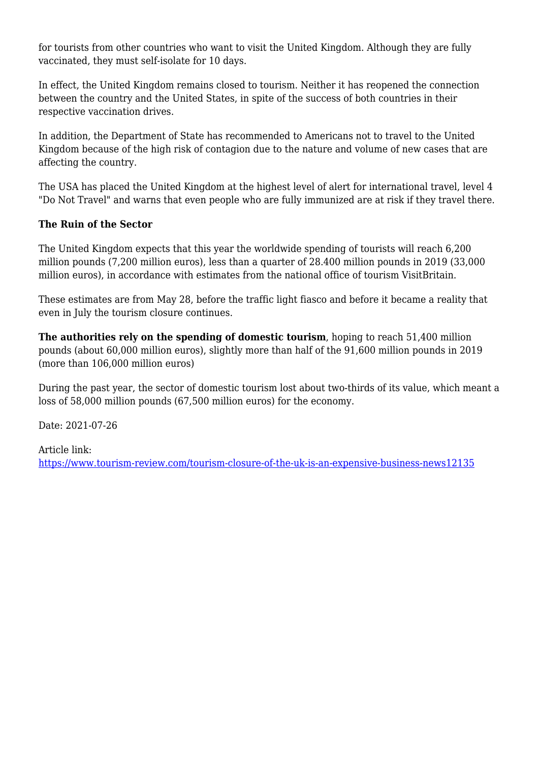for tourists from other countries who want to visit the United Kingdom. Although they are fully vaccinated, they must self-isolate for 10 days.

In effect, the United Kingdom remains closed to tourism. Neither it has reopened the connection between the country and the United States, in spite of the success of both countries in their respective vaccination drives.

In addition, the Department of State has recommended to Americans not to travel to the United Kingdom because of the high risk of contagion due to the nature and volume of new cases that are affecting the country.

The USA has placed the United Kingdom at the highest level of alert for international travel, level 4 "Do Not Travel" and warns that even people who are fully immunized are at risk if they travel there.

**The Ruin of the Sector**

The United Kingdom expects that this year the worldwide spending of tourists will reach 6,200 million pounds (7,200 million euros), less than a quarter of 28.400 million pounds in 2019 (33,000 million euros), in accordance with estimates from the national office of tourism VisitBritain.

These estimates are from May 28, before the traffic light fiasco and before it became a reality that even in July the tourism closure continues.

**The authorities rely on the spending of domestic tourism**, hoping to reach 51,400 million pounds (about 60,000 million euros), slightly more than half of the 91,600 million pounds in 2019 (more than 106,000 million euros)

During the past year, the sector of domestic tourism lost about two-thirds of its value, which meant a loss of 58,000 million pounds (67,500 million euros) for the economy.

Date: 2021-07-26

Article link:
https://www.tourism-review.com/tourism-closure-of-the-uk-is-an-expensive-business-news12135